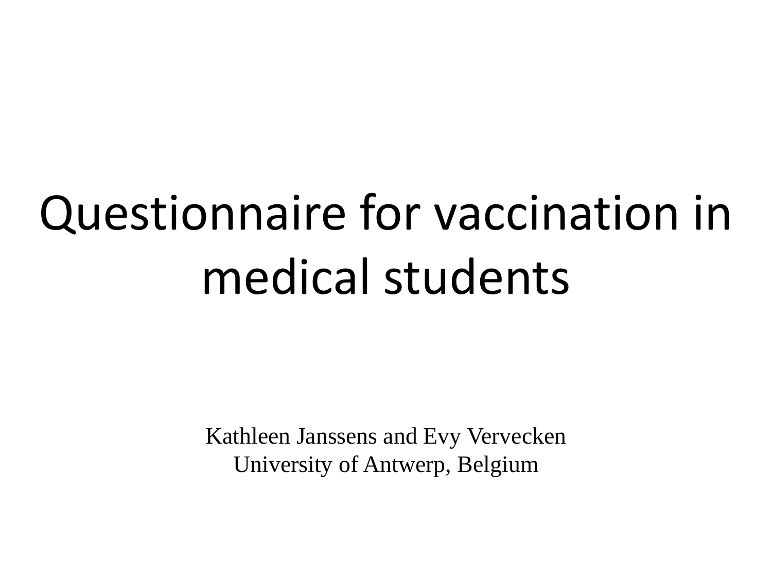# Questionnaire for vaccination in medical students

Kathleen Janssens and Evy Vervecken
University of Antwerp, Belgium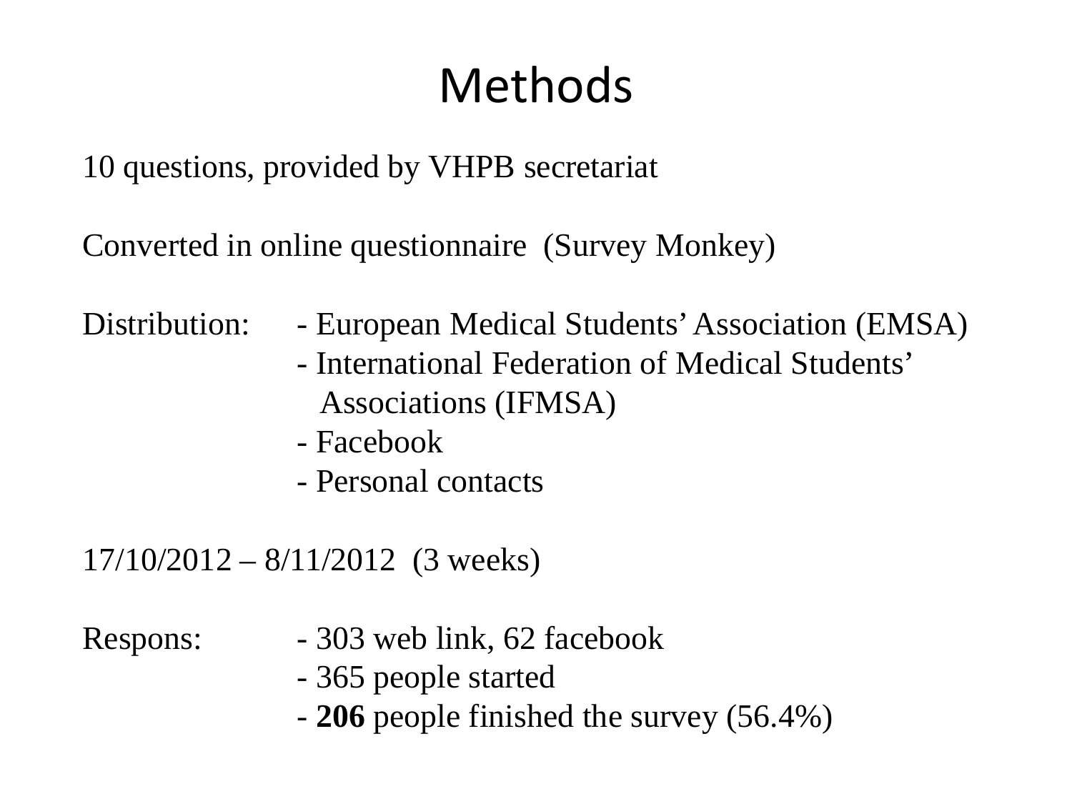# Methods

10 questions, provided by VHPB secretariat

Converted in online questionnaire (Survey Monkey)

Distribution:
- European Medical Students' Association (EMSA)
- International Federation of Medical Students' Associations (IFMSA)
- Facebook
- Personal contacts

17/10/2012 – 8/11/2012 (3 weeks)

Respons:
- 303 web link, 62 facebook
- 365 people started
- **206** people finished the survey (56.4%)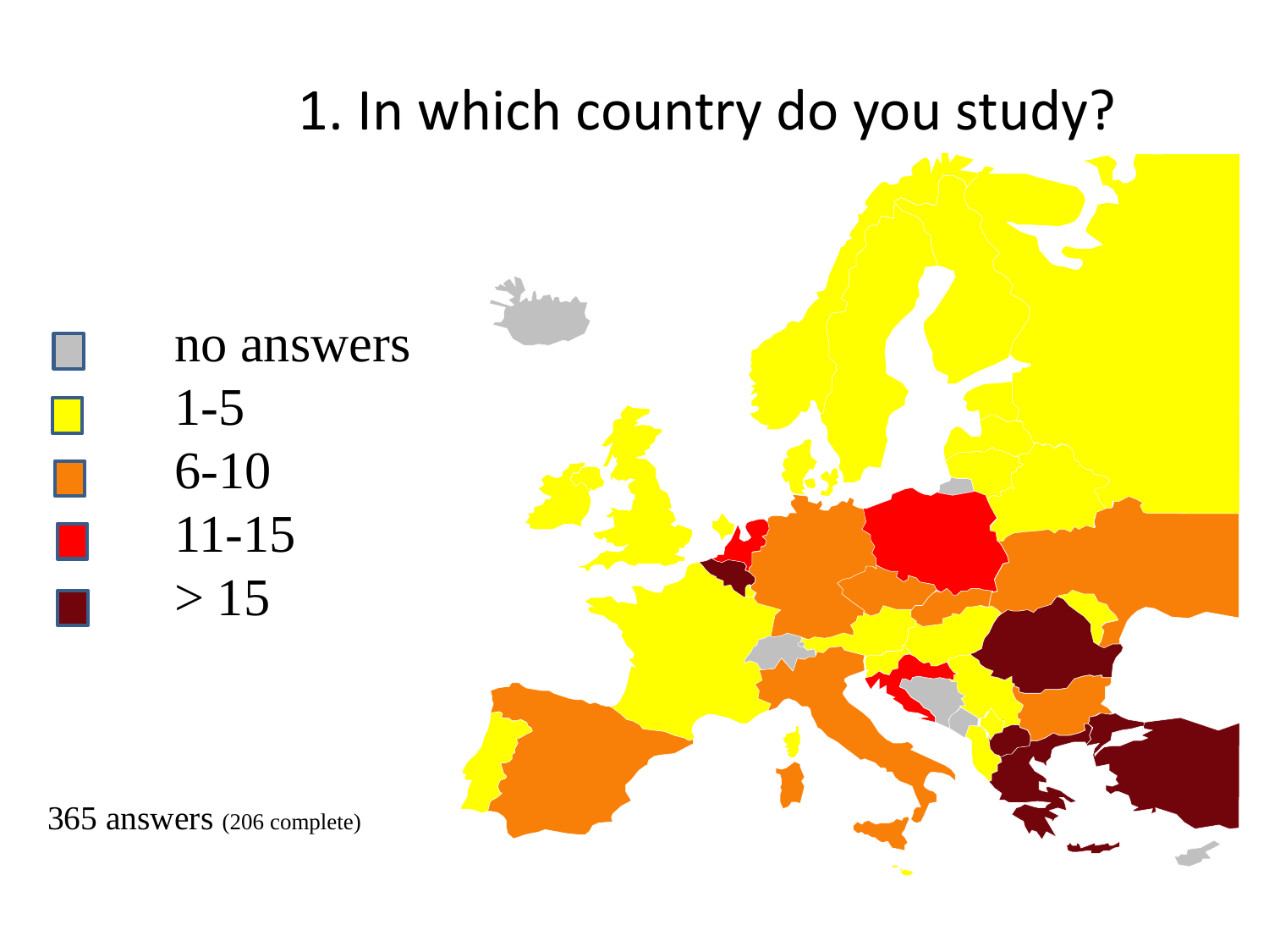# 1. In which country do you study?

- no answers
- 1-5
- 6-10
- 11-15
- > 15

365 answers (206 complete)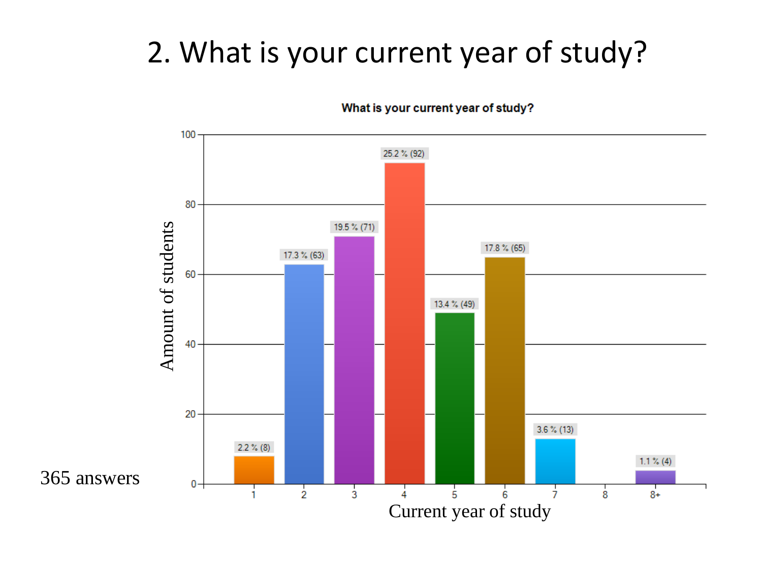# 2. What is your current year of study?

**What is your current year of study?**

| Current year of study | Amount of students |
|---|---|
| 1 | 2.2 % (8) |
| 2 | 17.3 % (63) |
| 3 | 19.5 % (71) |
| 4 | 25.2 % (92) |
| 5 | 13.4 % (49) |
| 6 | 17.8 % (65) |
| 7 | 3.6 % (13) |
| 8 | |
| 8+ | 1.1 % (4) |

365 answers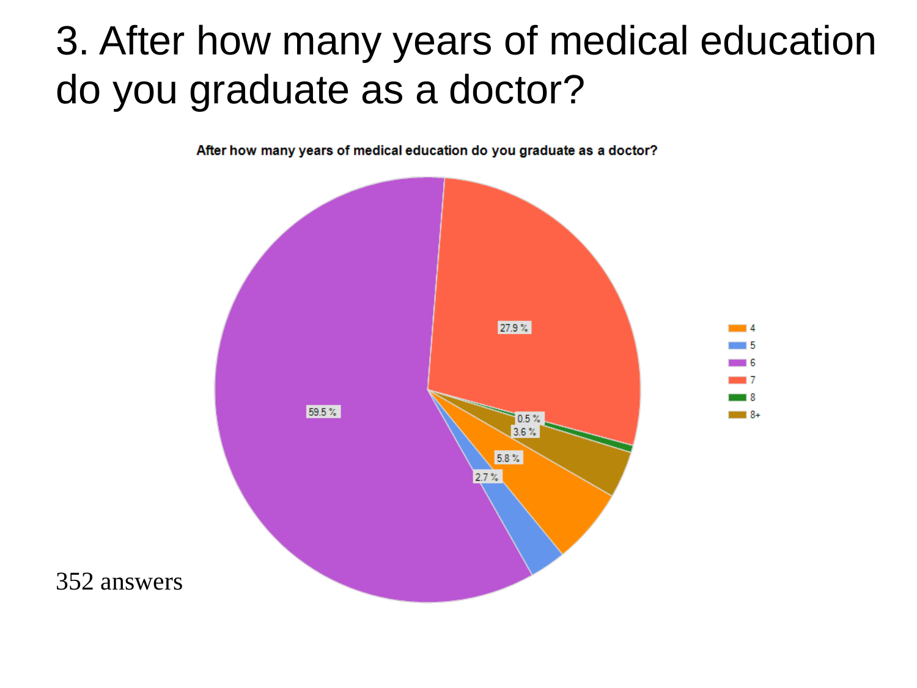# 3. After how many years of medical education do you graduate as a doctor?

**After how many years of medical education do you graduate as a doctor?**

| Years | Percentage |
|---|---|
| 4 | 5.8 % |
| 5 | 2.7 % |
| 6 | 59.5 % |
| 7 | 27.9 % |
| 8 | 0.5 % |
| 8+ | 3.6 % |

352 answers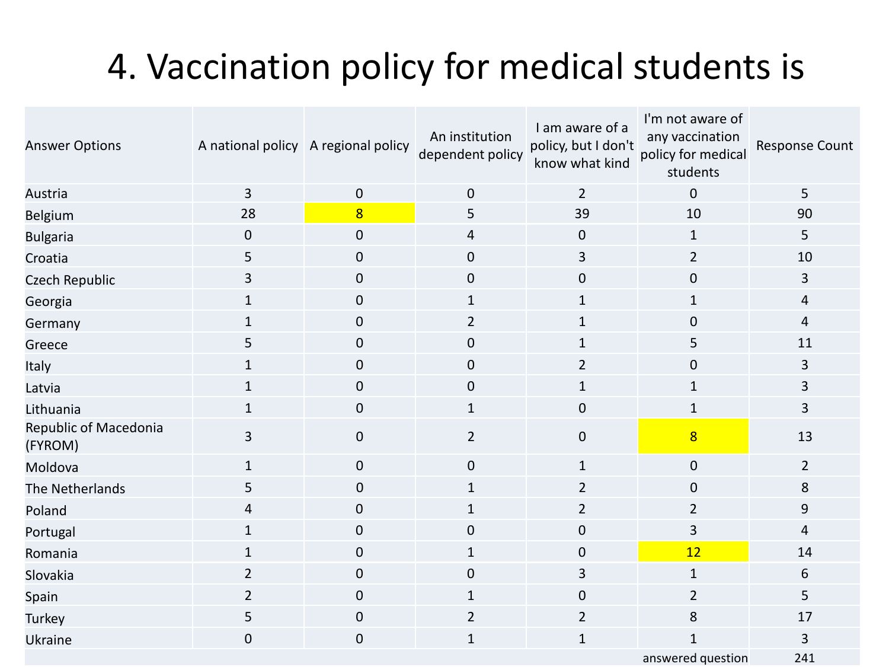# 4. Vaccination policy for medical students is

| Answer Options | A national policy | A regional policy | An institution dependent policy | I am aware of a policy, but I don't know what kind | I'm not aware of any vaccination policy for medical students | Response Count |
|---|---|---|---|---|---|---|
| Austria | 3 | 0 | 0 | 2 | 0 | 5 |
| Belgium | 28 | 8 | 5 | 39 | 10 | 90 |
| Bulgaria | 0 | 0 | 4 | 0 | 1 | 5 |
| Croatia | 5 | 0 | 0 | 3 | 2 | 10 |
| Czech Republic | 3 | 0 | 0 | 0 | 0 | 3 |
| Georgia | 1 | 0 | 1 | 1 | 1 | 4 |
| Germany | 1 | 0 | 2 | 1 | 0 | 4 |
| Greece | 5 | 0 | 0 | 1 | 5 | 11 |
| Italy | 1 | 0 | 0 | 2 | 0 | 3 |
| Latvia | 1 | 0 | 0 | 1 | 1 | 3 |
| Lithuania | 1 | 0 | 1 | 0 | 1 | 3 |
| Republic of Macedonia (FYROM) | 3 | 0 | 2 | 0 | 8 | 13 |
| Moldova | 1 | 0 | 0 | 1 | 0 | 2 |
| The Netherlands | 5 | 0 | 1 | 2 | 0 | 8 |
| Poland | 4 | 0 | 1 | 2 | 2 | 9 |
| Portugal | 1 | 0 | 0 | 0 | 3 | 4 |
| Romania | 1 | 0 | 1 | 0 | 12 | 14 |
| Slovakia | 2 | 0 | 0 | 3 | 1 | 6 |
| Spain | 2 | 0 | 1 | 0 | 2 | 5 |
| Turkey | 5 | 0 | 2 | 2 | 8 | 17 |
| Ukraine | 0 | 0 | 1 | 1 | 1 | 3 |
| | | | | | answered question | 241 |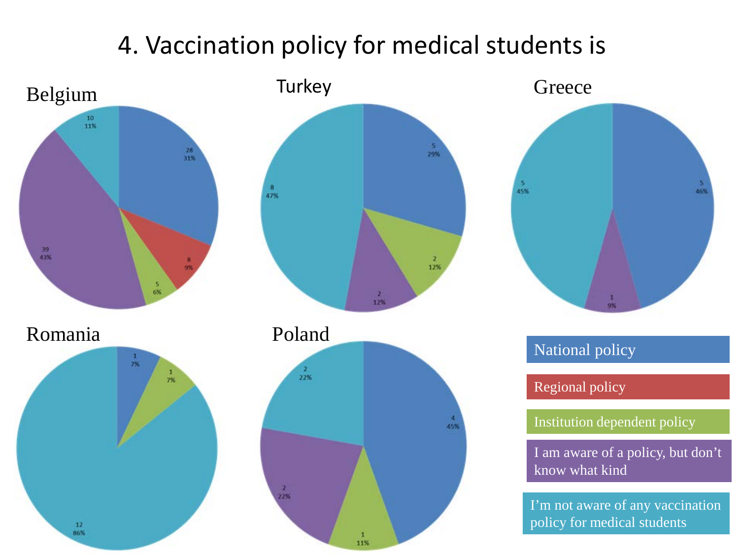# 4. Vaccination policy for medical students is

| Country | National policy | Regional policy | Institution dependent policy | I am aware of a policy, but don't know what kind | I'm not aware of any vaccination policy for medical students |
|---|---|---|---|---|---|
| Belgium | 28 (31%) | 8 (9%) | 5 (6%) | 39 (43%) | 10 (11%) |
| Turkey | 5 (29%) | | 2 (12%) | 2 (12%) | 8 (47%) |
| Greece | 5 (46%) | | | 1 (9%) | 5 (45%) |
| Romania | 1 (7%) | | 1 (7%) | | 12 (86%) |
| Poland | 4 (45%) | | 1 (11%) | 2 (22%) | 2 (22%) |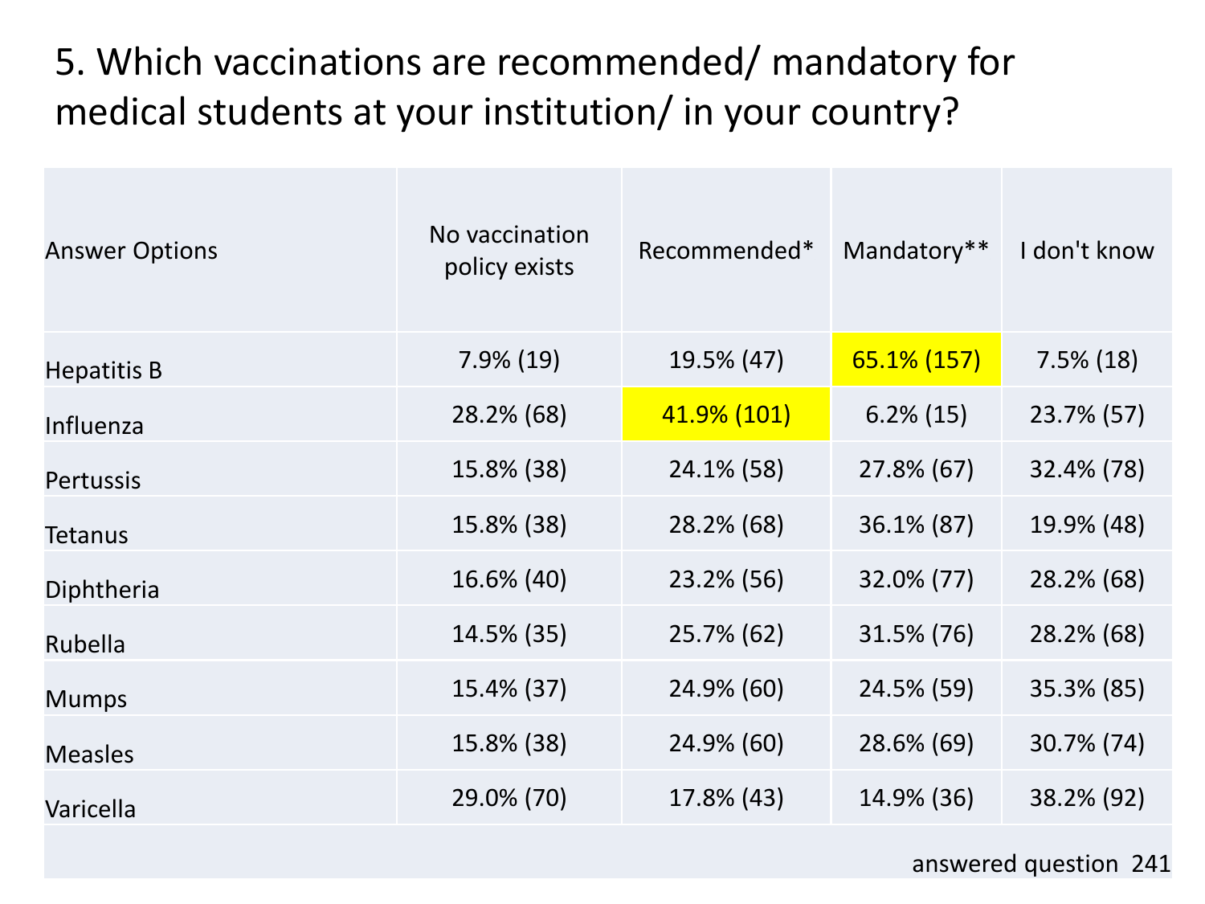# 5. Which vaccinations are recommended/ mandatory for medical students at your institution/ in your country?

| Answer Options | No vaccination policy exists | Recommended* | Mandatory** | I don't know |
|---|---|---|---|---|
| Hepatitis B | 7.9% (19) | 19.5% (47) | 65.1% (157) | 7.5% (18) |
| Influenza | 28.2% (68) | 41.9% (101) | 6.2% (15) | 23.7% (57) |
| Pertussis | 15.8% (38) | 24.1% (58) | 27.8% (67) | 32.4% (78) |
| Tetanus | 15.8% (38) | 28.2% (68) | 36.1% (87) | 19.9% (48) |
| Diphtheria | 16.6% (40) | 23.2% (56) | 32.0% (77) | 28.2% (68) |
| Rubella | 14.5% (35) | 25.7% (62) | 31.5% (76) | 28.2% (68) |
| Mumps | 15.4% (37) | 24.9% (60) | 24.5% (59) | 35.3% (85) |
| Measles | 15.8% (38) | 24.9% (60) | 28.6% (69) | 30.7% (74) |
| Varicella | 29.0% (70) | 17.8% (43) | 14.9% (36) | 38.2% (92) |
| | | | | answered question 241 |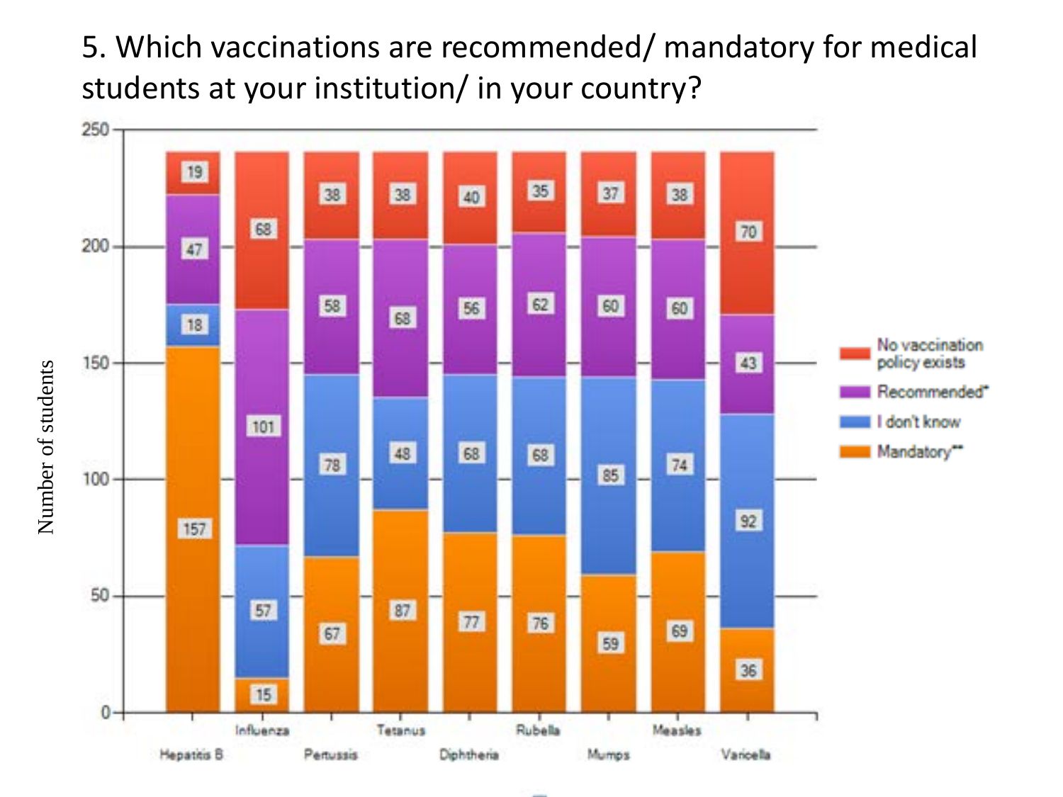# 5. Which vaccinations are recommended/ mandatory for medical students at your institution/ in your country?

| Vaccination | Mandatory** | I don't know | Recommended* | No vaccination policy exists |
| --- | --- | --- | --- | --- |
| Hepatitis B | 157 | 18 | 47 | 19 |
| Influenza | 15 | 57 | 101 | 68 |
| Pertussis | 67 | 78 | 58 | 38 |
| Tetanus | 87 | 48 | 68 | 38 |
| Diphtheria | 77 | 68 | 56 | 40 |
| Rubella | 76 | 68 | 62 | 35 |
| Mumps | 59 | 85 | 60 | 37 |
| Measles | 69 | 74 | 60 | 38 |
| Varicella | 36 | 92 | 43 | 70 |

Number of students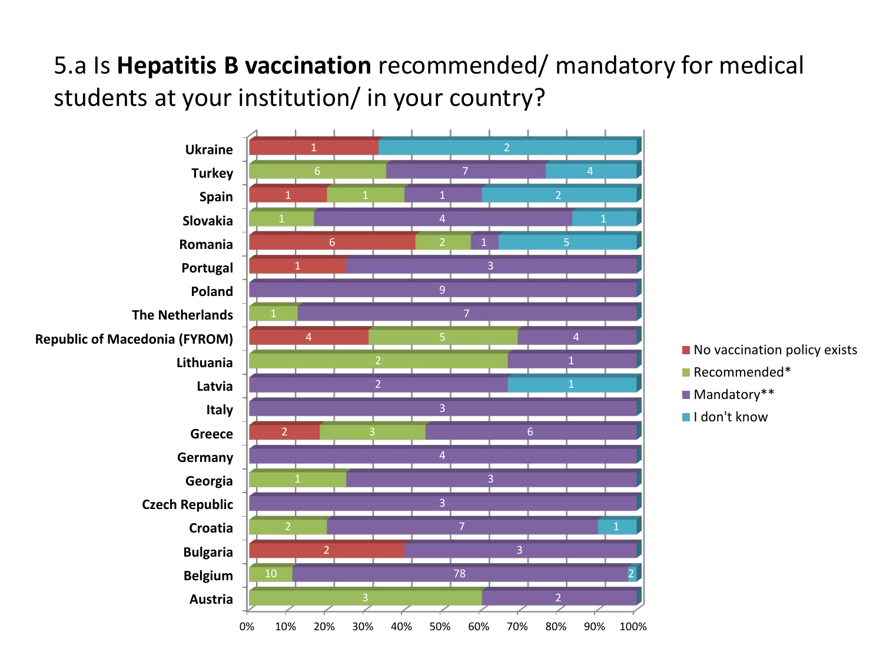# 5.a Is **Hepatitis B vaccination** recommended/ mandatory for medical students at your institution/ in your country?

| Country | No vaccination policy exists | Recommended* | Mandatory** | I don't know |
|---|---|---|---|---|
| Ukraine | 1 | | | 2 |
| Turkey | | 6 | 7 | 4 |
| Spain | 1 | 1 | 1 | 2 |
| Slovakia | | 1 | 4 | 1 |
| Romania | 6 | 2 | 1 | 5 |
| Portugal | 1 | | 3 | |
| Poland | | | 9 | |
| The Netherlands | | 1 | 7 | |
| Republic of Macedonia (FYROM) | 4 | 5 | 4 | |
| Lithuania | | 2 | 1 | |
| Latvia | | | 2 | 1 |
| Italy | | | 3 | |
| Greece | 2 | 3 | 6 | |
| Germany | | | 4 | |
| Georgia | | 1 | 3 | |
| Czech Republic | | | 3 | |
| Croatia | | 2 | 7 | 1 |
| Bulgaria | 2 | | 3 | |
| Belgium | | 10 | 78 | 2 |
| Austria | | 3 | 2 | |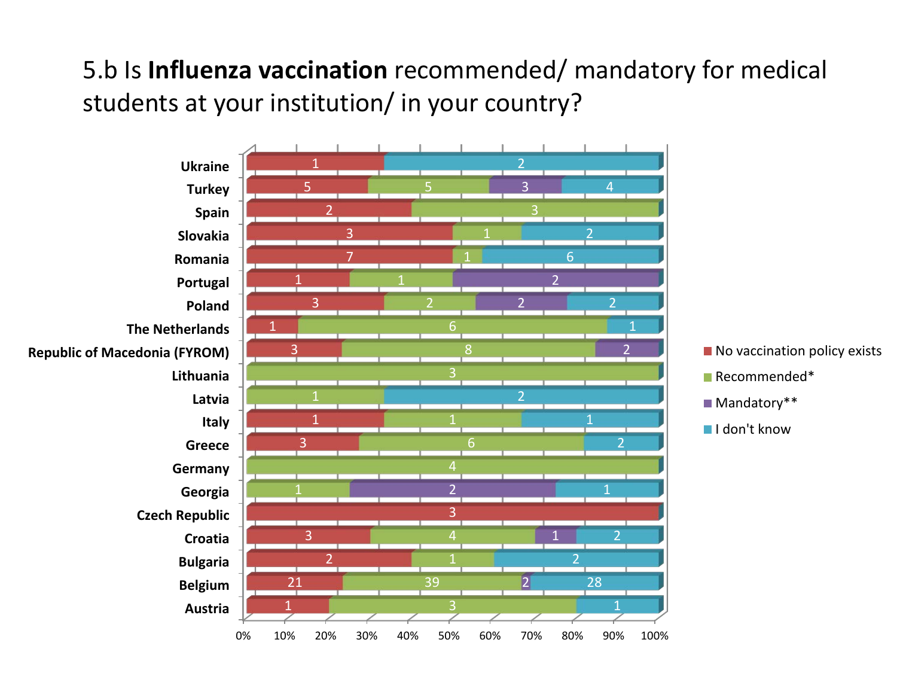# 5.b Is **Influenza vaccination** recommended/ mandatory for medical students at your institution/ in your country?

| Country | No vaccination policy exists | Recommended* | Mandatory** | I don't know |
|---|---|---|---|---|
| Ukraine | 1 | | | 2 |
| Turkey | 5 | 5 | 3 | 4 |
| Spain | 2 | 3 | | |
| Slovakia | 3 | 1 | | 2 |
| Romania | 7 | 1 | | 6 |
| Portugal | 1 | 1 | 2 | |
| Poland | 3 | 2 | 2 | 2 |
| The Netherlands | 1 | 6 | | 1 |
| Republic of Macedonia (FYROM) | 3 | 8 | 2 | |
| Lithuania | | 3 | | |
| Latvia | | 1 | | 2 |
| Italy | 1 | 1 | | 1 |
| Greece | 3 | 6 | | 2 |
| Germany | | 4 | | |
| Georgia | | 1 | 2 | 1 |
| Czech Republic | 3 | | | |
| Croatia | 3 | 4 | 1 | 2 |
| Bulgaria | 2 | 1 | | 2 |
| Belgium | 21 | 39 | 2 | 28 |
| Austria | 1 | 3 | | 1 |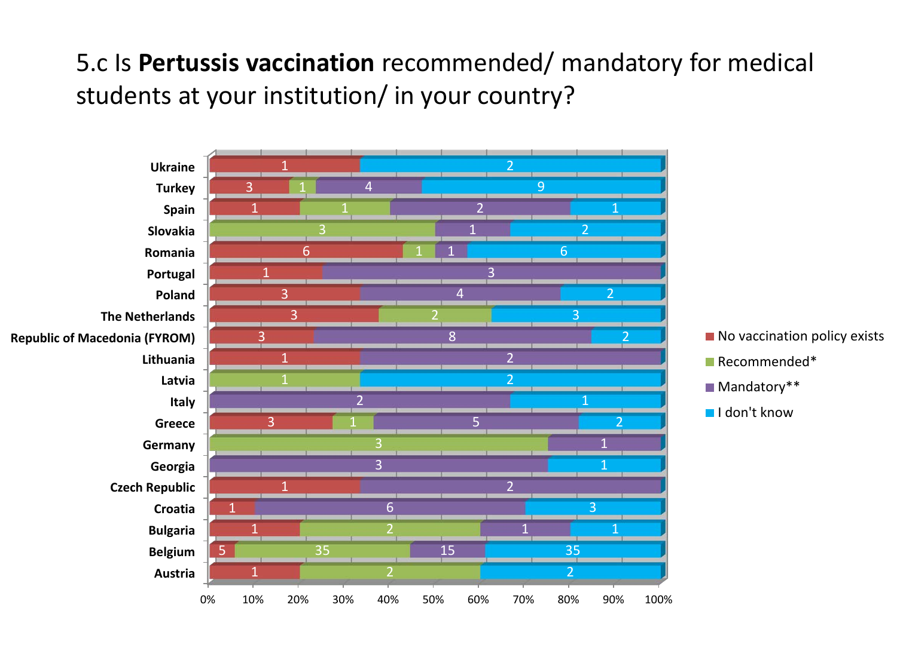# 5.c Is **Pertussis vaccination** recommended/ mandatory for medical students at your institution/ in your country?

| Country | No vaccination policy exists | Recommended* | Mandatory** | I don't know |
|---|---|---|---|---|
| Ukraine | 1 | | | 2 |
| Turkey | 3 | 1 | 4 | 9 |
| Spain | 1 | 1 | 2 | 1 |
| Slovakia | | 3 | 1 | 2 |
| Romania | 6 | 1 | 1 | 6 |
| Portugal | 1 | | 3 | |
| Poland | 3 | | 4 | 2 |
| The Netherlands | 3 | 2 | | 3 |
| Republic of Macedonia (FYROM) | 3 | | 8 | 2 |
| Lithuania | 1 | | 2 | |
| Latvia | | 1 | | 2 |
| Italy | | | 2 | 1 |
| Greece | 3 | 1 | 5 | 2 |
| Germany | | 3 | 1 | |
| Georgia | | | 3 | 1 |
| Czech Republic | 1 | | 2 | |
| Croatia | 1 | | 6 | 3 |
| Bulgaria | 1 | 2 | 1 | 1 |
| Belgium | 5 | 35 | 15 | 35 |
| Austria | 1 | 2 | | 2 |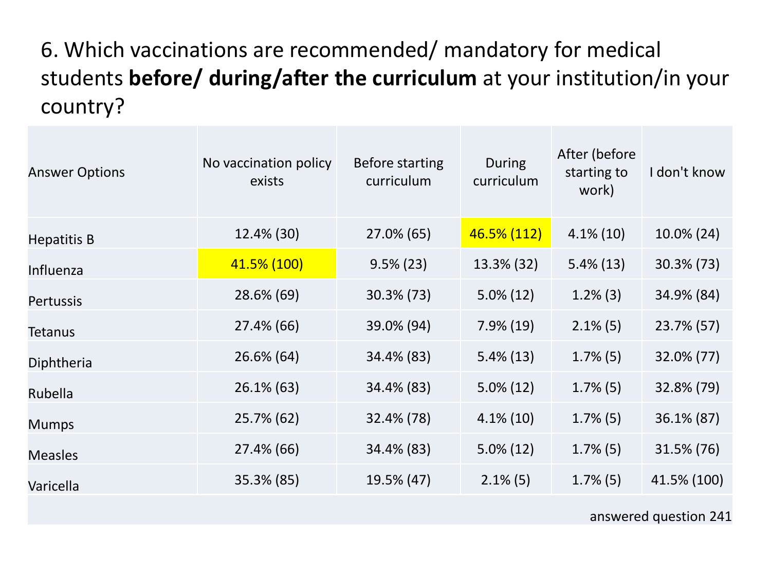# 6. Which vaccinations are recommended/ mandatory for medical students **before/ during/after the curriculum** at your institution/in your country?

| Answer Options | No vaccination policy exists | Before starting curriculum | During curriculum | After (before starting to work) | I don't know |
|---|---|---|---|---|---|
| Hepatitis B | 12.4% (30) | 27.0% (65) | 46.5% (112) | 4.1% (10) | 10.0% (24) |
| Influenza | 41.5% (100) | 9.5% (23) | 13.3% (32) | 5.4% (13) | 30.3% (73) |
| Pertussis | 28.6% (69) | 30.3% (73) | 5.0% (12) | 1.2% (3) | 34.9% (84) |
| Tetanus | 27.4% (66) | 39.0% (94) | 7.9% (19) | 2.1% (5) | 23.7% (57) |
| Diphtheria | 26.6% (64) | 34.4% (83) | 5.4% (13) | 1.7% (5) | 32.0% (77) |
| Rubella | 26.1% (63) | 34.4% (83) | 5.0% (12) | 1.7% (5) | 32.8% (79) |
| Mumps | 25.7% (62) | 32.4% (78) | 4.1% (10) | 1.7% (5) | 36.1% (87) |
| Measles | 27.4% (66) | 34.4% (83) | 5.0% (12) | 1.7% (5) | 31.5% (76) |
| Varicella | 35.3% (85) | 19.5% (47) | 2.1% (5) | 1.7% (5) | 41.5% (100) |
| | | | | | answered question 241 |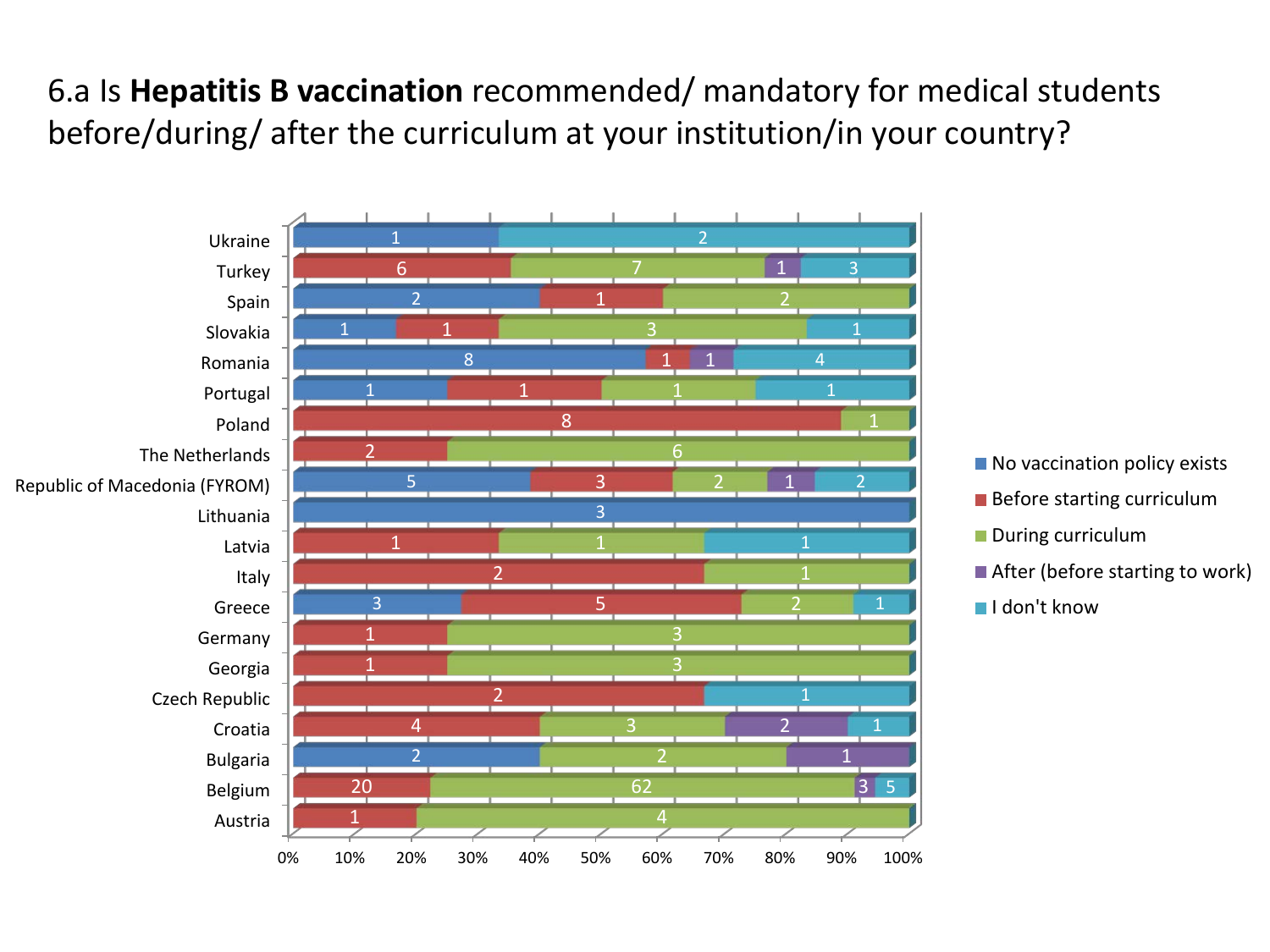# 6.a Is **Hepatitis B vaccination** recommended/ mandatory for medical students before/during/ after the curriculum at your institution/in your country?

| Country | No vaccination policy exists | Before starting curriculum | During curriculum | After (before starting to work) | I don't know |
|---|---|---|---|---|---|
| Ukraine | 1 | | | | 2 |
| Turkey | | 6 | 7 | 1 | 3 |
| Spain | 2 | 1 | 2 | | |
| Slovakia | 1 | 1 | 3 | | 1 |
| Romania | 8 | 1 | | 1 | 4 |
| Portugal | 1 | 1 | 1 | | 1 |
| Poland | | 8 | 1 | | |
| The Netherlands | | 2 | 6 | | |
| Republic of Macedonia (FYROM) | 5 | 3 | 2 | 1 | 2 |
| Lithuania | 3 | | | | |
| Latvia | | 1 | 1 | | 1 |
| Italy | | 2 | 1 | | |
| Greece | 3 | 5 | 2 | | 1 |
| Germany | | 1 | 3 | | |
| Georgia | | 1 | 3 | | |
| Czech Republic | | 2 | | | 1 |
| Croatia | | 4 | 3 | 2 | 1 |
| Bulgaria | 2 | | 2 | 1 | |
| Belgium | | 20 | 62 | 3 | 5 |
| Austria | | 1 | 4 | | |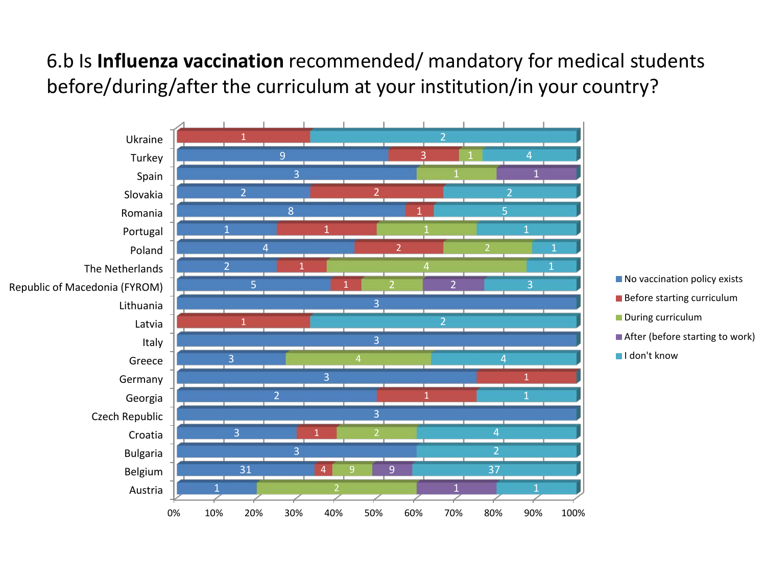# 6.b Is **Influenza vaccination** recommended/ mandatory for medical students before/during/after the curriculum at your institution/in your country?

| Country | No vaccination policy exists | Before starting curriculum | During curriculum | After (before starting to work) | I don't know |
|---|---|---|---|---|---|
| Ukraine | | 1 | | | 2 |
| Turkey | 9 | 3 | 1 | | 4 |
| Spain | 3 | | 1 | 1 | |
| Slovakia | 2 | 2 | | | 2 |
| Romania | 8 | 1 | | | 5 |
| Portugal | 1 | 1 | 1 | | 1 |
| Poland | 4 | 2 | 2 | | 1 |
| The Netherlands | 2 | 1 | 4 | | 1 |
| Republic of Macedonia (FYROM) | 5 | 1 | 2 | 2 | 3 |
| Lithuania | 3 | | | | |
| Latvia | | 1 | | | 2 |
| Italy | 3 | | | | |
| Greece | 3 | | 4 | | 4 |
| Germany | 3 | 1 | | | |
| Georgia | 2 | 1 | | | 1 |
| Czech Republic | 3 | | | | |
| Croatia | 3 | 1 | 2 | | 4 |
| Bulgaria | 3 | | | | 2 |
| Belgium | 31 | 4 | 9 | 9 | 37 |
| Austria | 1 | | 2 | 1 | 1 |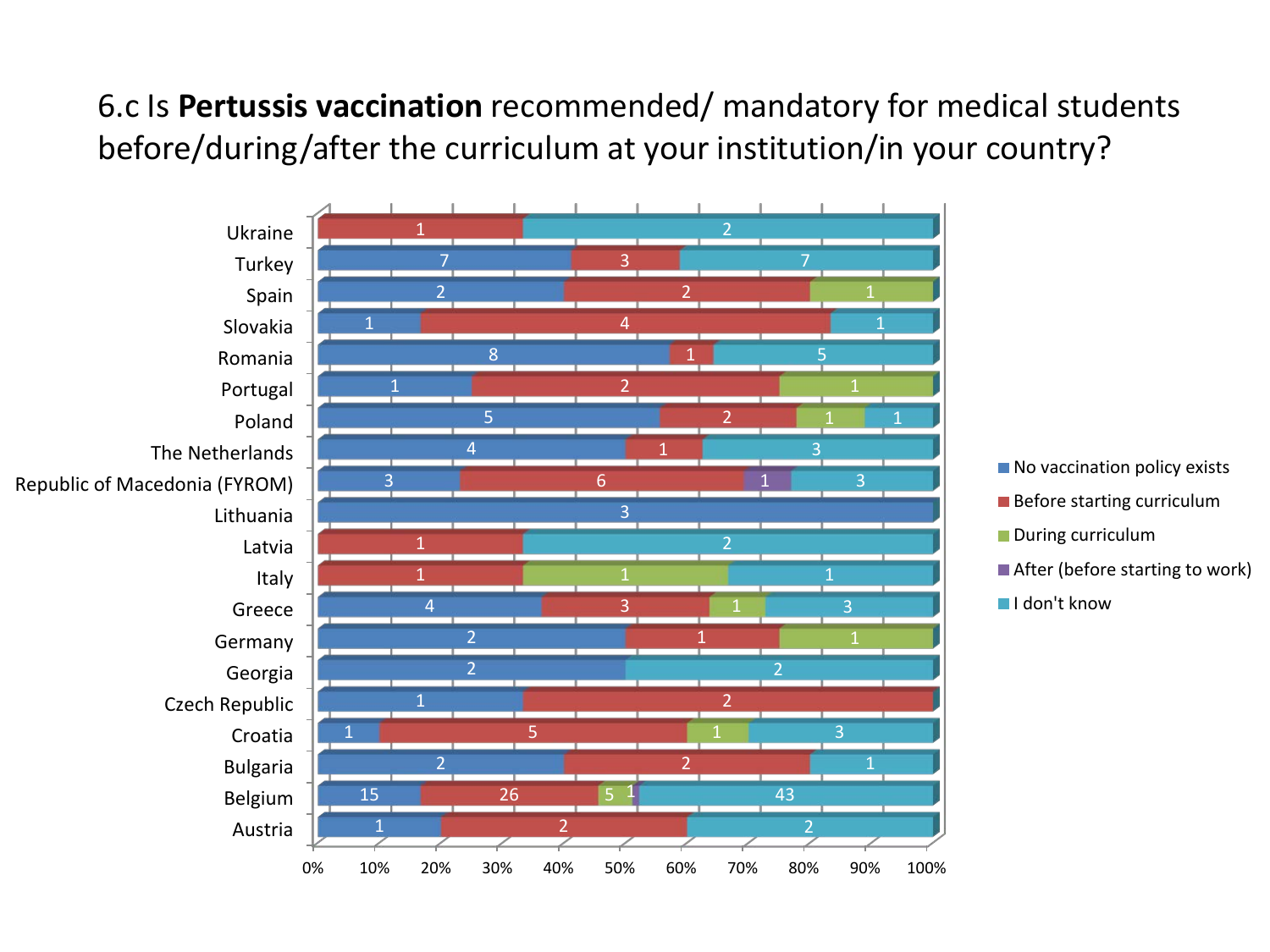# 6.c Is **Pertussis vaccination** recommended/ mandatory for medical students before/during/after the curriculum at your institution/in your country?

| Country | No vaccination policy exists | Before starting curriculum | During curriculum | After (before starting to work) | I don't know |
|---|---|---|---|---|---|
| Ukraine | | 1 | | | 2 |
| Turkey | 7 | 3 | | | 7 |
| Spain | 2 | 2 | 1 | | |
| Slovakia | 1 | 4 | | | 1 |
| Romania | 8 | 1 | | | 5 |
| Portugal | 1 | 2 | 1 | | |
| Poland | 5 | 2 | 1 | | 1 |
| The Netherlands | 4 | 1 | | | 3 |
| Republic of Macedonia (FYROM) | 3 | 6 | | 1 | 3 |
| Lithuania | 3 | | | | |
| Latvia | | 1 | | | 2 |
| Italy | | 1 | 1 | | 1 |
| Greece | 4 | 3 | 1 | | 3 |
| Germany | 2 | 1 | 1 | | |
| Georgia | 2 | | | | 2 |
| Czech Republic | 1 | 2 | | | |
| Croatia | 1 | 5 | 1 | | 3 |
| Bulgaria | 2 | 2 | | | 1 |
| Belgium | 15 | 26 | 5 | 1 | 43 |
| Austria | 1 | 2 | | | 2 |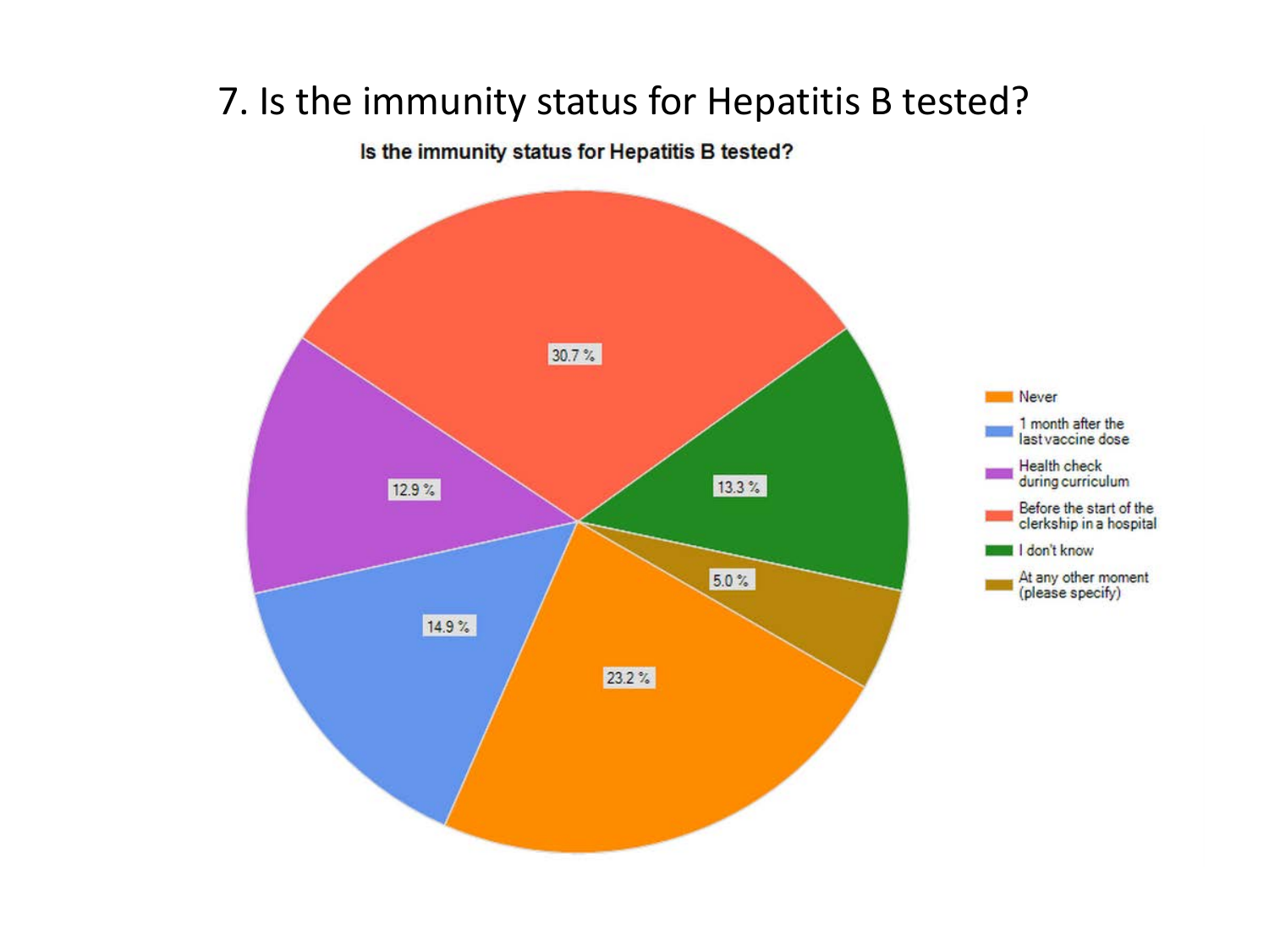# 7. Is the immunity status for Hepatitis B tested?

**Is the immunity status for Hepatitis B tested?**

| Response | Percentage |
|---|---|
| Never | 23.2 % |
| 1 month after the last vaccine dose | 14.9 % |
| Health check during curriculum | 12.9 % |
| Before the start of the clerkship in a hospital | 30.7 % |
| I don't know | 13.3 % |
| At any other moment (please specify) | 5.0 % |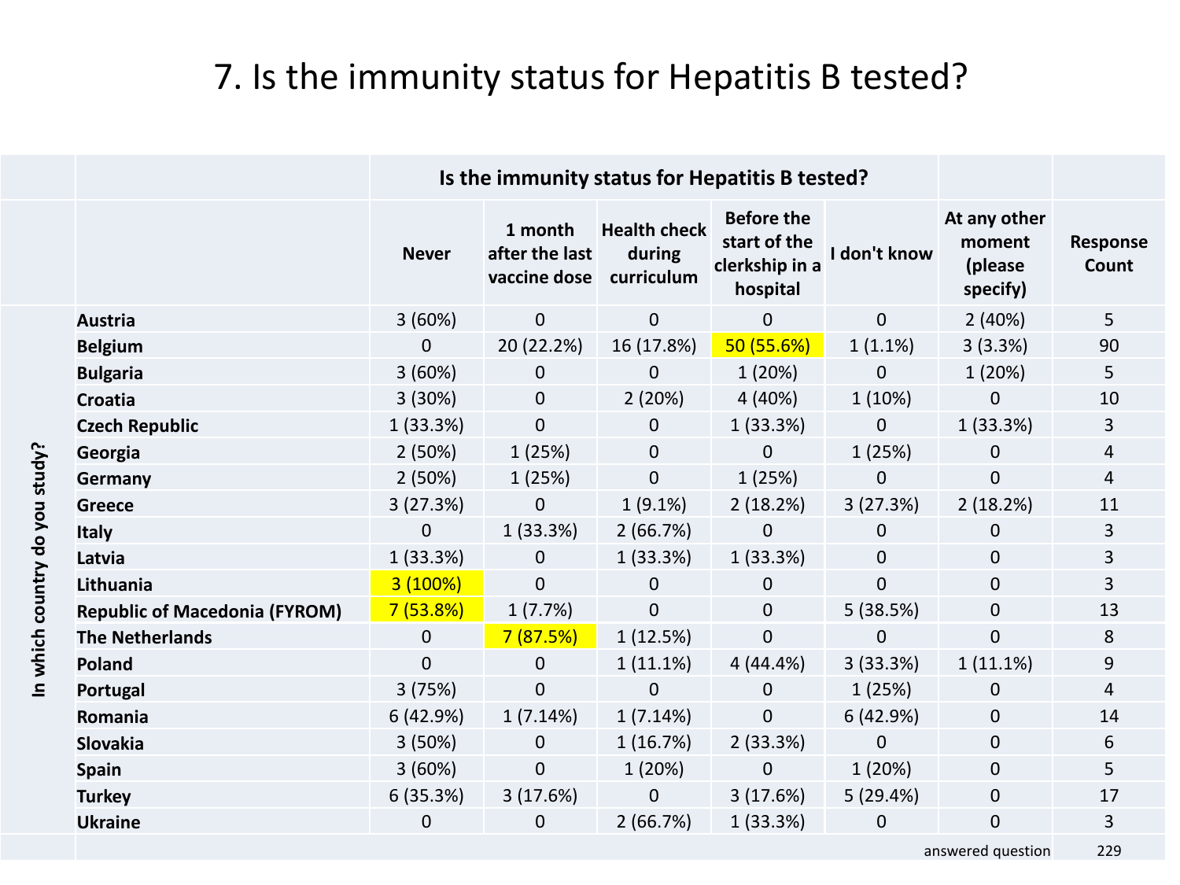# 7. Is the immunity status for Hepatitis B tested?

| In which country do you study? | Is the immunity status for Hepatitis B tested? | | | | | | |
|---|---|---|---|---|---|---|---|
| | Never | 1 month after the last vaccine dose | Health check during curriculum | Before the start of the clerkship in a hospital | I don't know | At any other moment (please specify) | Response Count |
| Austria | 3 (60%) | 0 | 0 | 0 | 0 | 2 (40%) | 5 |
| Belgium | 0 | 20 (22.2%) | 16 (17.8%) | 50 (55.6%) | 1 (1.1%) | 3 (3.3%) | 90 |
| Bulgaria | 3 (60%) | 0 | 0 | 1 (20%) | 0 | 1 (20%) | 5 |
| Croatia | 3 (30%) | 0 | 2 (20%) | 4 (40%) | 1 (10%) | 0 | 10 |
| Czech Republic | 1 (33.3%) | 0 | 0 | 1 (33.3%) | 0 | 1 (33.3%) | 3 |
| Georgia | 2 (50%) | 1 (25%) | 0 | 0 | 1 (25%) | 0 | 4 |
| Germany | 2 (50%) | 1 (25%) | 0 | 1 (25%) | 0 | 0 | 4 |
| Greece | 3 (27.3%) | 0 | 1 (9.1%) | 2 (18.2%) | 3 (27.3%) | 2 (18.2%) | 11 |
| Italy | 0 | 1 (33.3%) | 2 (66.7%) | 0 | 0 | 0 | 3 |
| Latvia | 1 (33.3%) | 0 | 1 (33.3%) | 1 (33.3%) | 0 | 0 | 3 |
| Lithuania | 3 (100%) | 0 | 0 | 0 | 0 | 0 | 3 |
| Republic of Macedonia (FYROM) | 7 (53.8%) | 1 (7.7%) | 0 | 0 | 5 (38.5%) | 0 | 13 |
| The Netherlands | 0 | 7 (87.5%) | 1 (12.5%) | 0 | 0 | 0 | 8 |
| Poland | 0 | 0 | 1 (11.1%) | 4 (44.4%) | 3 (33.3%) | 1 (11.1%) | 9 |
| Portugal | 3 (75%) | 0 | 0 | 0 | 1 (25%) | 0 | 4 |
| Romania | 6 (42.9%) | 1 (7.14%) | 1 (7.14%) | 0 | 6 (42.9%) | 0 | 14 |
| Slovakia | 3 (50%) | 0 | 1 (16.7%) | 2 (33.3%) | 0 | 0 | 6 |
| Spain | 3 (60%) | 0 | 1 (20%) | 0 | 1 (20%) | 0 | 5 |
| Turkey | 6 (35.3%) | 3 (17.6%) | 0 | 3 (17.6%) | 5 (29.4%) | 0 | 17 |
| Ukraine | 0 | 0 | 2 (66.7%) | 1 (33.3%) | 0 | 0 | 3 |
| | | | | | | answered question | 229 |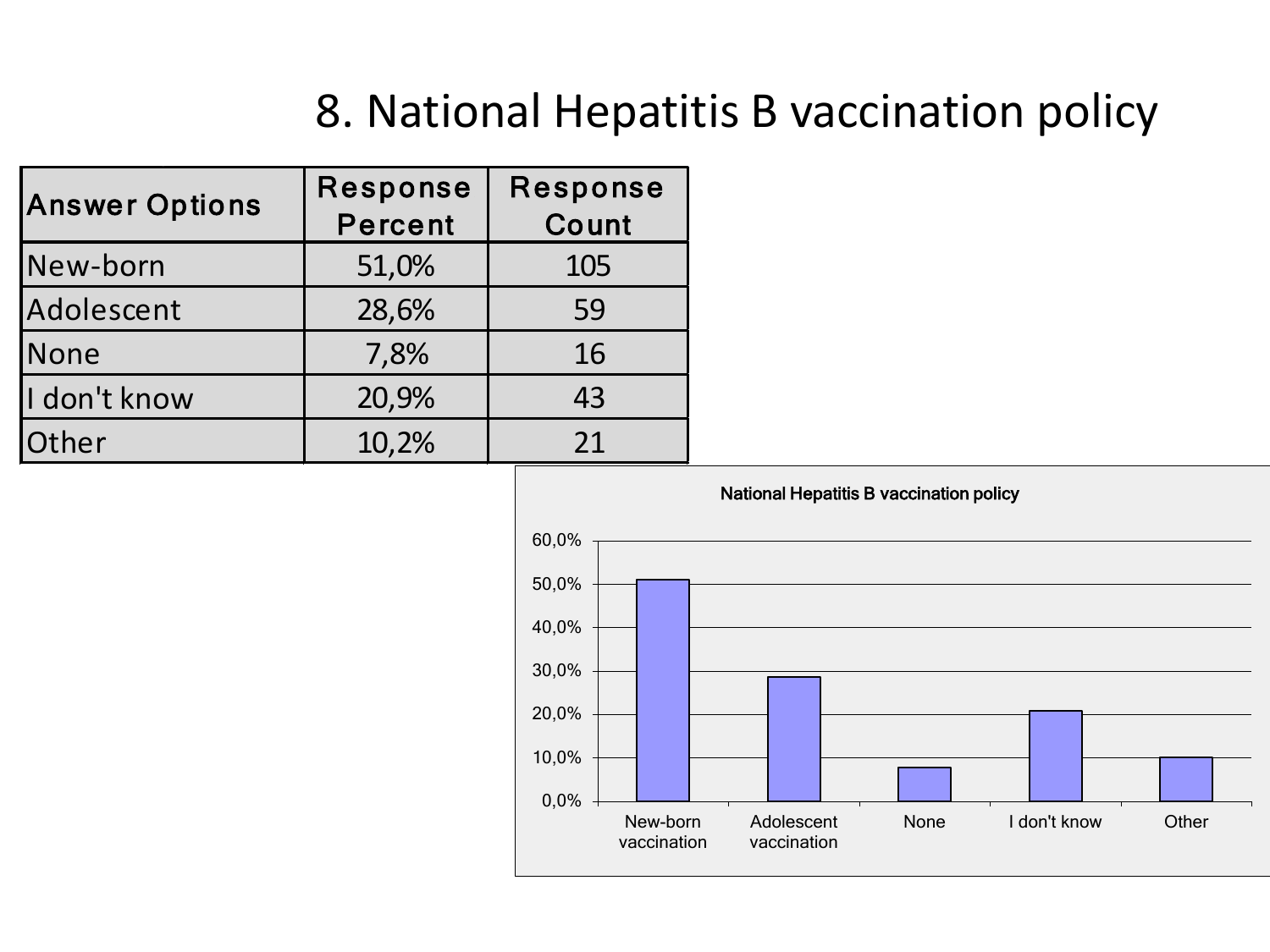# 8. National Hepatitis B vaccination policy

| Answer Options | Response Percent | Response Count |
|---|---|---|
| New-born | 51,0% | 105 |
| Adolescent | 28,6% | 59 |
| None | 7,8% | 16 |
| I don't know | 20,9% | 43 |
| Other | 10,2% | 21 |

National Hepatitis B vaccination policy

60,0%
50,0%
40,0%
30,0%
20,0%
10,0%
0,0%

New-born vaccination | Adolescent vaccination | None | I don't know | Other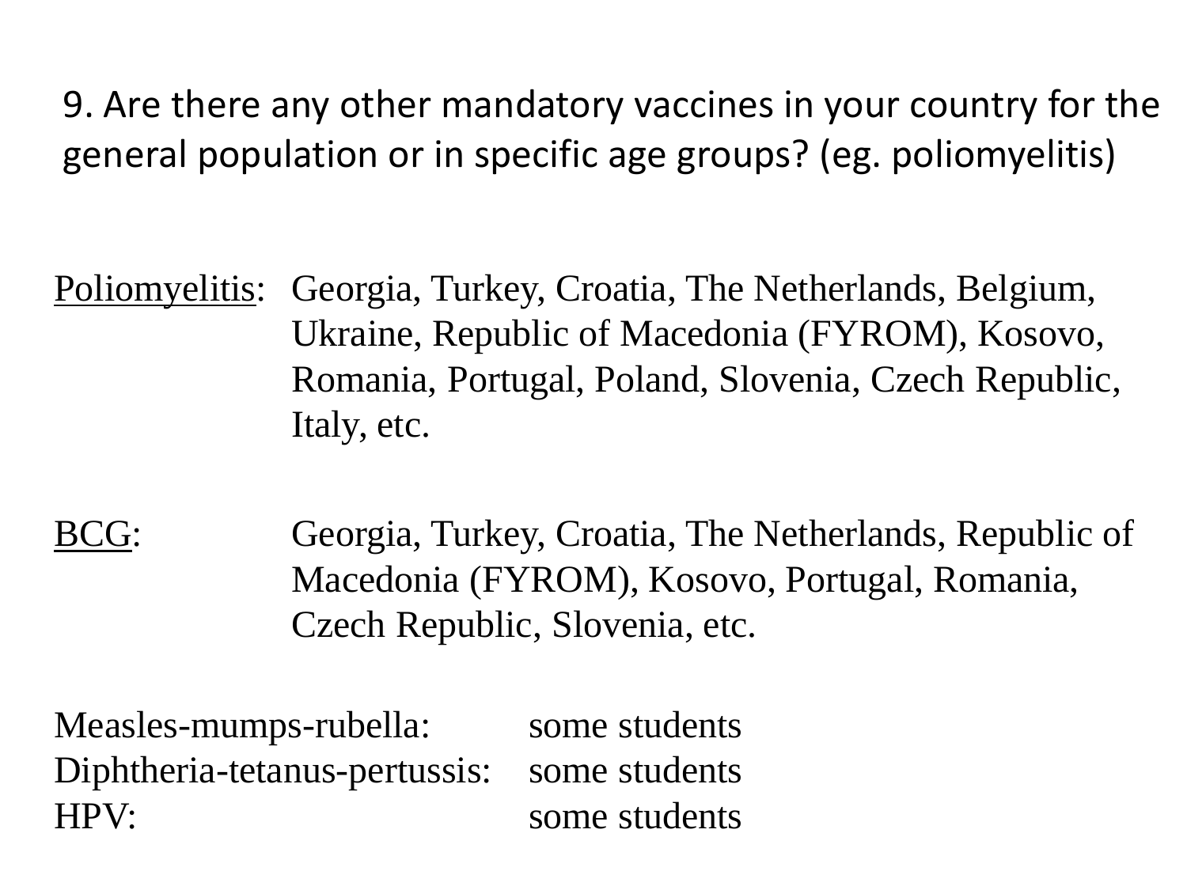## 9. Are there any other mandatory vaccines in your country for the general population or in specific age groups? (eg. poliomyelitis)

Poliomyelitis: Georgia, Turkey, Croatia, The Netherlands, Belgium, Ukraine, Republic of Macedonia (FYROM), Kosovo, Romania, Portugal, Poland, Slovenia, Czech Republic, Italy, etc.

BCG: Georgia, Turkey, Croatia, The Netherlands, Republic of Macedonia (FYROM), Kosovo, Portugal, Romania, Czech Republic, Slovenia, etc.

Measles-mumps-rubella: some students
Diphtheria-tetanus-pertussis: some students
HPV: some students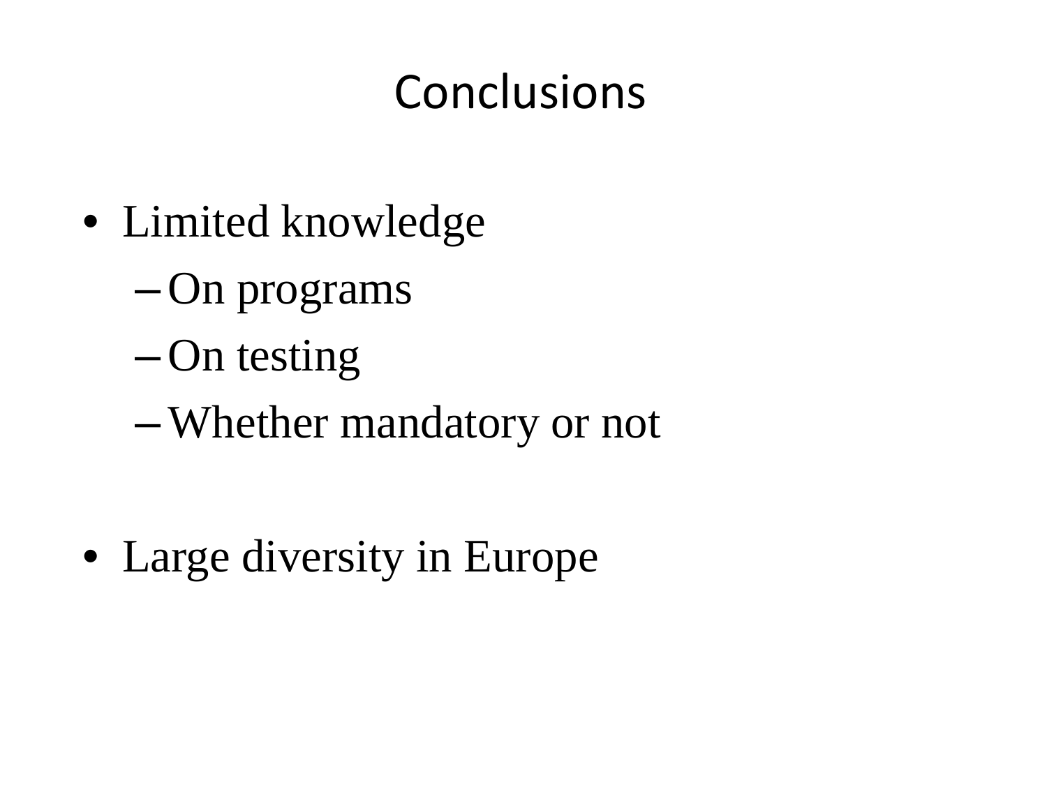# Conclusions

- Limited knowledge
  - On programs
  - On testing
  - Whether mandatory or not
- Large diversity in Europe